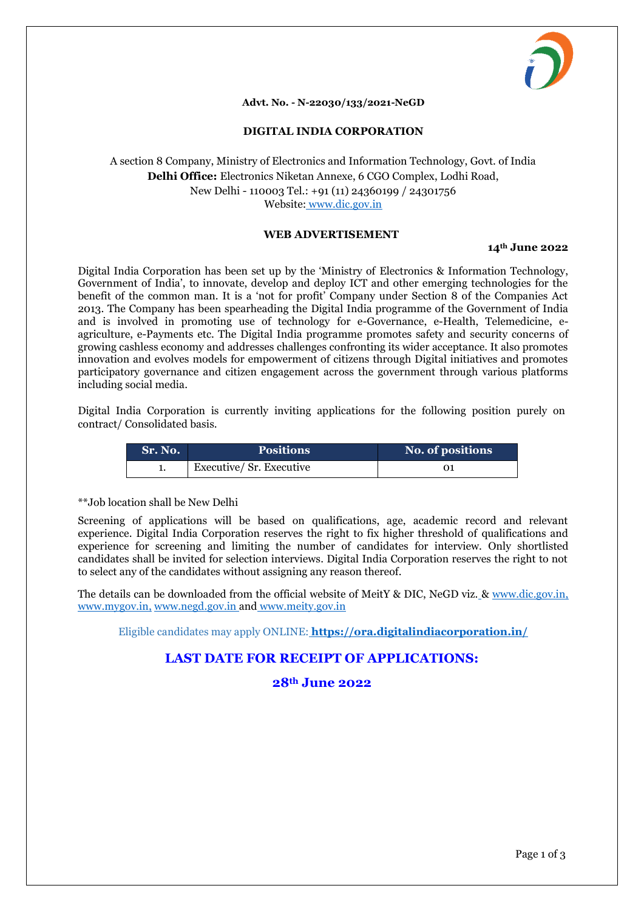**Advt. No. - N-22030/133/2021-NeGD**

# DIGITAL INDIA CORPORATION

A section 8 Company, Ministry of Electronics and Information Technology, Govt. of India
**Delhi Office:** Electronics Niketan Annexe, 6 CGO Complex, Lodhi Road,
New Delhi - 110003 Tel.: +91 (11) 24360199 / 24301756
Website: www.dic.gov.in

## WEB ADVERTISEMENT

**14th June 2022**

Digital India Corporation has been set up by the 'Ministry of Electronics & Information Technology, Government of India', to innovate, develop and deploy ICT and other emerging technologies for the benefit of the common man. It is a 'not for profit' Company under Section 8 of the Companies Act 2013. The Company has been spearheading the Digital India programme of the Government of India and is involved in promoting use of technology for e-Governance, e-Health, Telemedicine, e-agriculture, e-Payments etc. The Digital India programme promotes safety and security concerns of growing cashless economy and addresses challenges confronting its wider acceptance. It also promotes innovation and evolves models for empowerment of citizens through Digital initiatives and promotes participatory governance and citizen engagement across the government through various platforms including social media.

Digital India Corporation is currently inviting applications for the following position purely on contract/ Consolidated basis.

| Sr. No. | Positions | No. of positions |
|---|---|---|
| 1. | Executive/ Sr. Executive | 01 |

**Job location shall be New Delhi

Screening of applications will be based on qualifications, age, academic record and relevant experience. Digital India Corporation reserves the right to fix higher threshold of qualifications and experience for screening and limiting the number of candidates for interview. Only shortlisted candidates shall be invited for selection interviews. Digital India Corporation reserves the right to not to select any of the candidates without assigning any reason thereof.

The details can be downloaded from the official website of MeitY & DIC, NeGD viz. & www.dic.gov.in, www.mygov.in, www.negd.gov.in and www.meity.gov.in

Eligible candidates may apply ONLINE: **https://ora.digitalindiacorporation.in/**

## LAST DATE FOR RECEIPT OF APPLICATIONS:

## 28th June 2022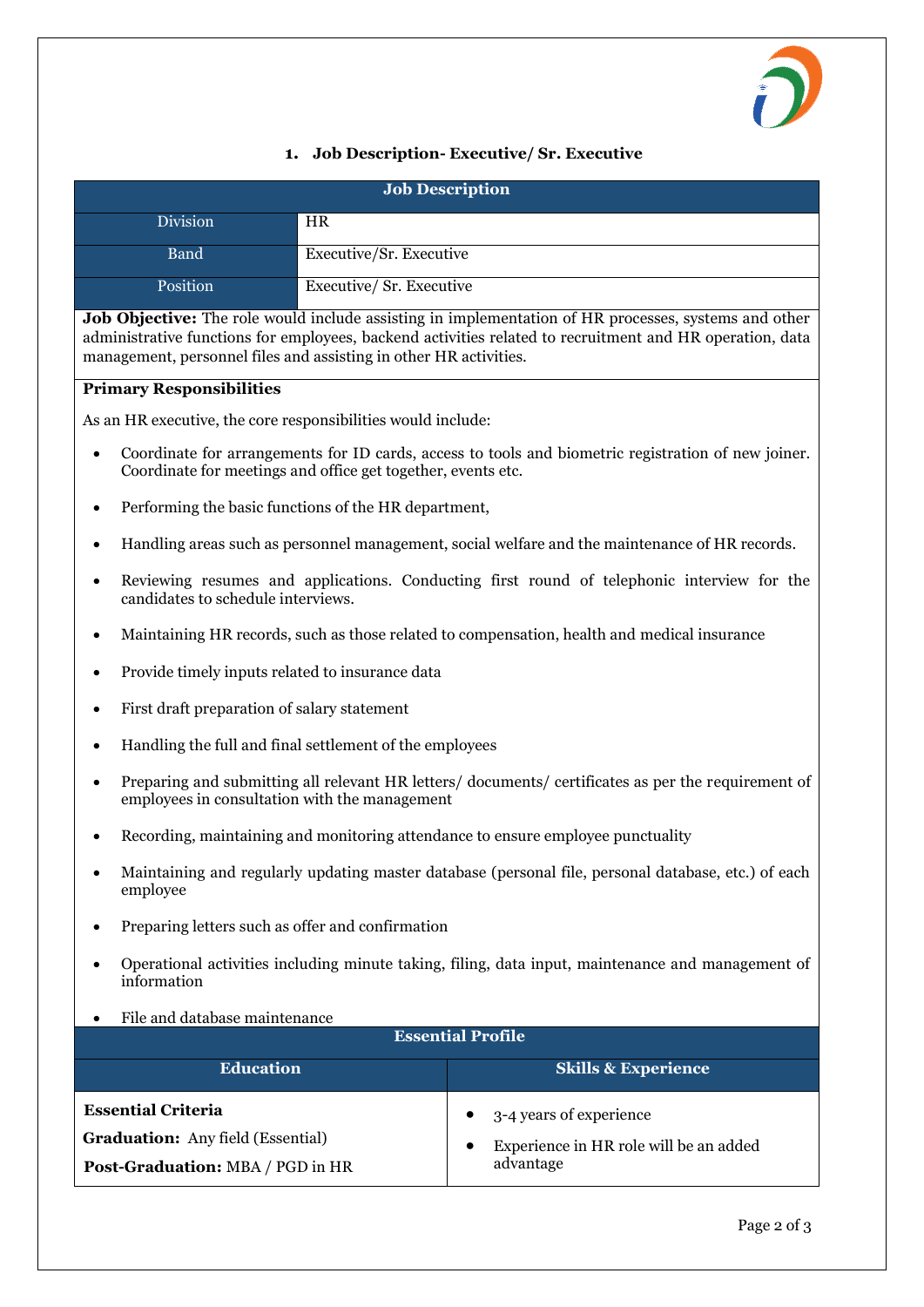## 1. Job Description- Executive/ Sr. Executive

| Job Description | |
|---|---|
| Division | HR |
| Band | Executive/Sr. Executive |
| Position | Executive/ Sr. Executive |

**Job Objective:** The role would include assisting in implementation of HR processes, systems and other administrative functions for employees, backend activities related to recruitment and HR operation, data management, personnel files and assisting in other HR activities.

**Primary Responsibilities**

As an HR executive, the core responsibilities would include:

- Coordinate for arrangements for ID cards, access to tools and biometric registration of new joiner. Coordinate for meetings and office get together, events etc.
- Performing the basic functions of the HR department,
- Handling areas such as personnel management, social welfare and the maintenance of HR records.
- Reviewing resumes and applications. Conducting first round of telephonic interview for the candidates to schedule interviews.
- Maintaining HR records, such as those related to compensation, health and medical insurance
- Provide timely inputs related to insurance data
- First draft preparation of salary statement
- Handling the full and final settlement of the employees
- Preparing and submitting all relevant HR letters/ documents/ certificates as per the requirement of employees in consultation with the management
- Recording, maintaining and monitoring attendance to ensure employee punctuality
- Maintaining and regularly updating master database (personal file, personal database, etc.) of each employee
- Preparing letters such as offer and confirmation
- Operational activities including minute taking, filing, data input, maintenance and management of information
- File and database maintenance

| Essential Profile | |
|---|---|
| **Education** | **Skills & Experience** |
| **Essential Criteria**<br>**Graduation:** Any field (Essential)<br>**Post-Graduation:** MBA / PGD in HR | • 3-4 years of experience<br>• Experience in HR role will be an added advantage |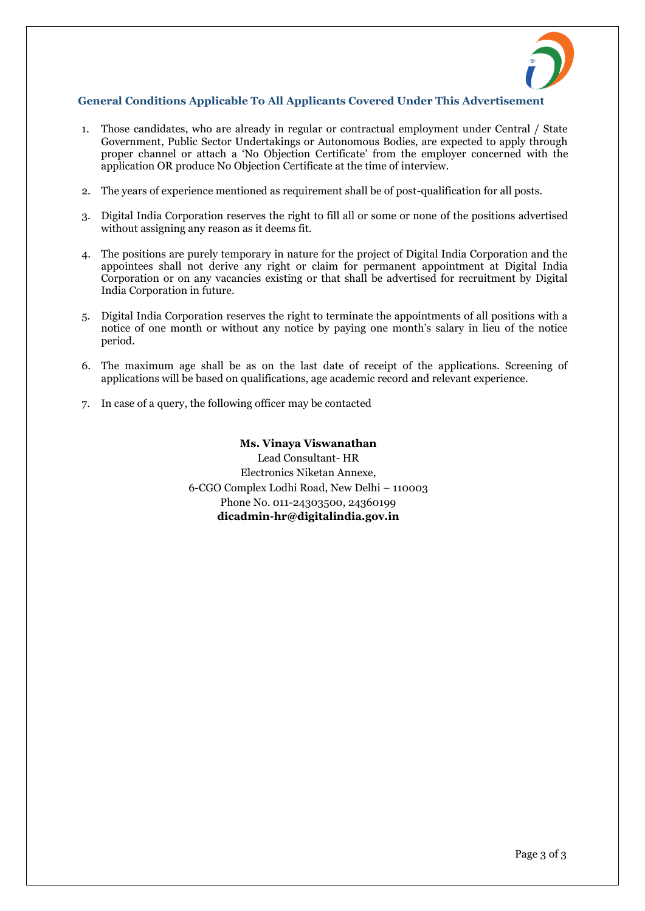## General Conditions Applicable To All Applicants Covered Under This Advertisement

1. Those candidates, who are already in regular or contractual employment under Central / State Government, Public Sector Undertakings or Autonomous Bodies, are expected to apply through proper channel or attach a 'No Objection Certificate' from the employer concerned with the application OR produce No Objection Certificate at the time of interview.

2. The years of experience mentioned as requirement shall be of post-qualification for all posts.

3. Digital India Corporation reserves the right to fill all or some or none of the positions advertised without assigning any reason as it deems fit.

4. The positions are purely temporary in nature for the project of Digital India Corporation and the appointees shall not derive any right or claim for permanent appointment at Digital India Corporation or on any vacancies existing or that shall be advertised for recruitment by Digital India Corporation in future.

5. Digital India Corporation reserves the right to terminate the appointments of all positions with a notice of one month or without any notice by paying one month's salary in lieu of the notice period.

6. The maximum age shall be as on the last date of receipt of the applications. Screening of applications will be based on qualifications, age academic record and relevant experience.

7. In case of a query, the following officer may be contacted

**Ms. Vinaya Viswanathan**
Lead Consultant- HR
Electronics Niketan Annexe,
6-CGO Complex Lodhi Road, New Delhi – 110003
Phone No. 011-24303500, 24360199
**dicadmin-hr@digitalindia.gov.in**